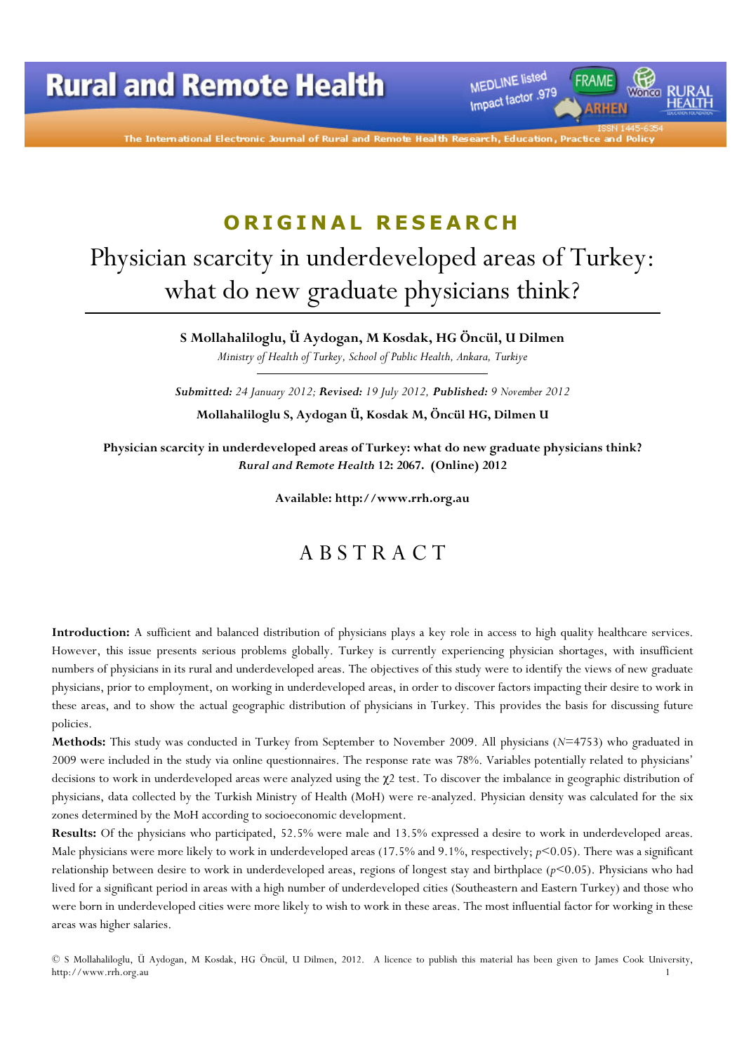ORIGINAL RESEARCH

# Physician scarcity in underdeveloped areas of Turkey: what do new graduate physicians think?

**S Mollahaliloglu, Ü Aydogan, M Kosdak, HG Öncül, U Dilmen**

*Ministry of Health of Turkey, School of Public Health, Ankara, Turkiye*

***Submitted:*** *24 January 2012;* ***Revised:*** *19 July 2012,* ***Published:*** *9 November 2012*

**Mollahaliloglu S, Aydogan Ü, Kosdak M, Öncül HG, Dilmen U**

**Physician scarcity in underdeveloped areas of Turkey: what do new graduate physicians think?**
***Rural and Remote Health*** **12: 2067. (Online) 2012**

**Available: http://www.rrh.org.au**

## ABSTRACT

**Introduction:** A sufficient and balanced distribution of physicians plays a key role in access to high quality healthcare services. However, this issue presents serious problems globally. Turkey is currently experiencing physician shortages, with insufficient numbers of physicians in its rural and underdeveloped areas. The objectives of this study were to identify the views of new graduate physicians, prior to employment, on working in underdeveloped areas, in order to discover factors impacting their desire to work in these areas, and to show the actual geographic distribution of physicians in Turkey. This provides the basis for discussing future policies.

**Methods:** This study was conducted in Turkey from September to November 2009. All physicians ($N$=4753) who graduated in 2009 were included in the study via online questionnaires. The response rate was 78%. Variables potentially related to physicians' decisions to work in underdeveloped areas were analyzed using the $\chi 2$ test. To discover the imbalance in geographic distribution of physicians, data collected by the Turkish Ministry of Health (MoH) were re-analyzed. Physician density was calculated for the six zones determined by the MoH according to socioeconomic development.

**Results:** Of the physicians who participated, 52.5% were male and 13.5% expressed a desire to work in underdeveloped areas. Male physicians were more likely to work in underdeveloped areas (17.5% and 9.1%, respectively; $p$<0.05). There was a significant relationship between desire to work in underdeveloped areas, regions of longest stay and birthplace ($p$<0.05). Physicians who had lived for a significant period in areas with a high number of underdeveloped cities (Southeastern and Eastern Turkey) and those who were born in underdeveloped cities were more likely to wish to work in these areas. The most influential factor for working in these areas was higher salaries.

© S Mollahaliloglu, Ü Aydogan, M Kosdak, HG Öncül, U Dilmen, 2012. A licence to publish this material has been given to James Cook University, http://www.rrh.org.au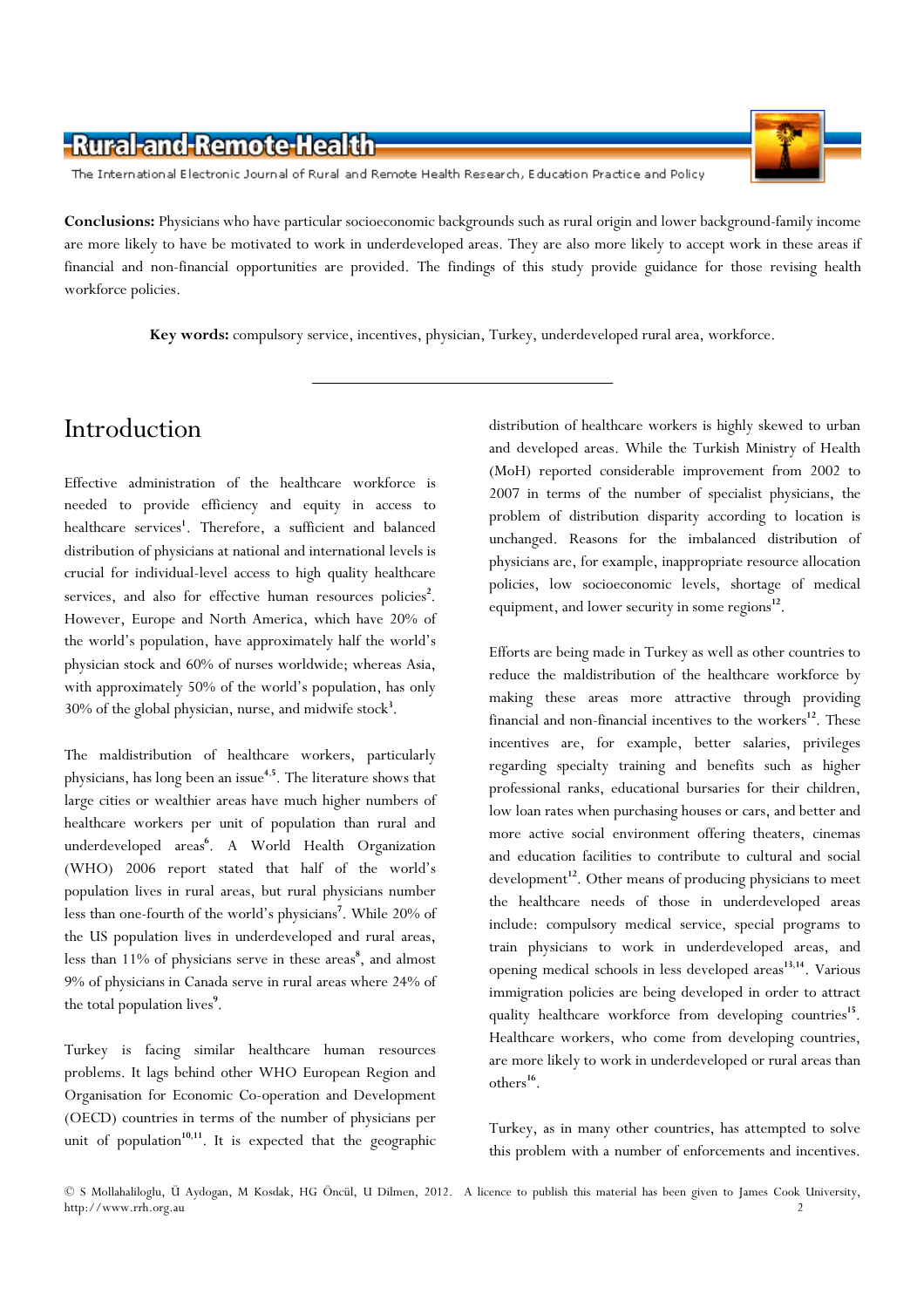**Conclusions:** Physicians who have particular socioeconomic backgrounds such as rural origin and lower background-family income are more likely to have be motivated to work in underdeveloped areas. They are also more likely to accept work in these areas if financial and non-financial opportunities are provided. The findings of this study provide guidance for those revising health workforce policies.

**Key words:** compulsory service, incentives, physician, Turkey, underdeveloped rural area, workforce.

---

# Introduction

Effective administration of the healthcare workforce is needed to provide efficiency and equity in access to healthcare services[1]. Therefore, a sufficient and balanced distribution of physicians at national and international levels is crucial for individual-level access to high quality healthcare services, and also for effective human resources policies[2]. However, Europe and North America, which have 20% of the world's population, have approximately half the world's physician stock and 60% of nurses worldwide; whereas Asia, with approximately 50% of the world's population, has only 30% of the global physician, nurse, and midwife stock[3].

The maldistribution of healthcare workers, particularly physicians, has long been an issue[4,5]. The literature shows that large cities or wealthier areas have much higher numbers of healthcare workers per unit of population than rural and underdeveloped areas[6]. A World Health Organization (WHO) 2006 report stated that half of the world's population lives in rural areas, but rural physicians number less than one-fourth of the world's physicians[7]. While 20% of the US population lives in underdeveloped and rural areas, less than 11% of physicians serve in these areas[8], and almost 9% of physicians in Canada serve in rural areas where 24% of the total population lives[9].

Turkey is facing similar healthcare human resources problems. It lags behind other WHO European Region and Organisation for Economic Co-operation and Development (OECD) countries in terms of the number of physicians per unit of population[10,11]. It is expected that the geographic distribution of healthcare workers is highly skewed to urban and developed areas. While the Turkish Ministry of Health (MoH) reported considerable improvement from 2002 to 2007 in terms of the number of specialist physicians, the problem of distribution disparity according to location is unchanged. Reasons for the imbalanced distribution of physicians are, for example, inappropriate resource allocation policies, low socioeconomic levels, shortage of medical equipment, and lower security in some regions[12].

Efforts are being made in Turkey as well as other countries to reduce the maldistribution of the healthcare workforce by making these areas more attractive through providing financial and non-financial incentives to the workers[12]. These incentives are, for example, better salaries, privileges regarding specialty training and benefits such as higher professional ranks, educational bursaries for their children, low loan rates when purchasing houses or cars, and better and more active social environment offering theaters, cinemas and education facilities to contribute to cultural and social development[12]. Other means of producing physicians to meet the healthcare needs of those in underdeveloped areas include: compulsory medical service, special programs to train physicians to work in underdeveloped areas, and opening medical schools in less developed areas[13,14]. Various immigration policies are being developed in order to attract quality healthcare workforce from developing countries[15]. Healthcare workers, who come from developing countries, are more likely to work in underdeveloped or rural areas than others[16].

Turkey, as in many other countries, has attempted to solve this problem with a number of enforcements and incentives.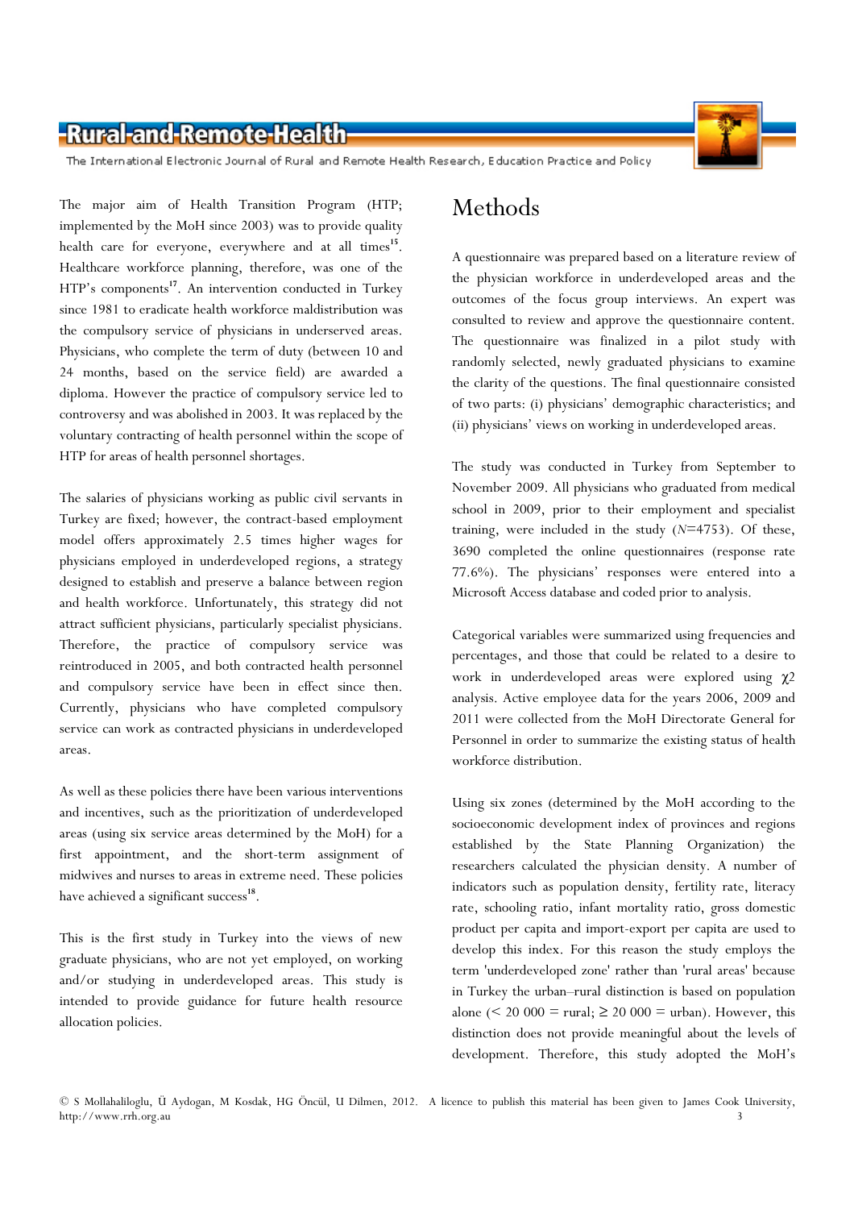The major aim of Health Transition Program (HTP; implemented by the MoH since 2003) was to provide quality health care for everyone, everywhere and at all times[15]. Healthcare workforce planning, therefore, was one of the HTP's components[17]. An intervention conducted in Turkey since 1981 to eradicate health workforce maldistribution was the compulsory service of physicians in underserved areas. Physicians, who complete the term of duty (between 10 and 24 months, based on the service field) are awarded a diploma. However the practice of compulsory service led to controversy and was abolished in 2003. It was replaced by the voluntary contracting of health personnel within the scope of HTP for areas of health personnel shortages.

The salaries of physicians working as public civil servants in Turkey are fixed; however, the contract-based employment model offers approximately 2.5 times higher wages for physicians employed in underdeveloped regions, a strategy designed to establish and preserve a balance between region and health workforce. Unfortunately, this strategy did not attract sufficient physicians, particularly specialist physicians. Therefore, the practice of compulsory service was reintroduced in 2005, and both contracted health personnel and compulsory service have been in effect since then. Currently, physicians who have completed compulsory service can work as contracted physicians in underdeveloped areas.

As well as these policies there have been various interventions and incentives, such as the prioritization of underdeveloped areas (using six service areas determined by the MoH) for a first appointment, and the short-term assignment of midwives and nurses to areas in extreme need. These policies have achieved a significant success[18].

This is the first study in Turkey into the views of new graduate physicians, who are not yet employed, on working and/or studying in underdeveloped areas. This study is intended to provide guidance for future health resource allocation policies.

# Methods

A questionnaire was prepared based on a literature review of the physician workforce in underdeveloped areas and the outcomes of the focus group interviews. An expert was consulted to review and approve the questionnaire content. The questionnaire was finalized in a pilot study with randomly selected, newly graduated physicians to examine the clarity of the questions. The final questionnaire consisted of two parts: (i) physicians' demographic characteristics; and (ii) physicians' views on working in underdeveloped areas.

The study was conducted in Turkey from September to November 2009. All physicians who graduated from medical school in 2009, prior to their employment and specialist training, were included in the study ($N$=4753). Of these, 3690 completed the online questionnaires (response rate 77.6%). The physicians' responses were entered into a Microsoft Access database and coded prior to analysis.

Categorical variables were summarized using frequencies and percentages, and those that could be related to a desire to work in underdeveloped areas were explored using $\chi 2$ analysis. Active employee data for the years 2006, 2009 and 2011 were collected from the MoH Directorate General for Personnel in order to summarize the existing status of health workforce distribution.

Using six zones (determined by the MoH according to the socioeconomic development index of provinces and regions established by the State Planning Organization) the researchers calculated the physician density. A number of indicators such as population density, fertility rate, literacy rate, schooling ratio, infant mortality ratio, gross domestic product per capita and import-export per capita are used to develop this index. For this reason the study employs the term 'underdeveloped zone' rather than 'rural areas' because in Turkey the urban–rural distinction is based on population alone (< 20 000 = rural; ≥ 20 000 = urban). However, this distinction does not provide meaningful about the levels of development. Therefore, this study adopted the MoH's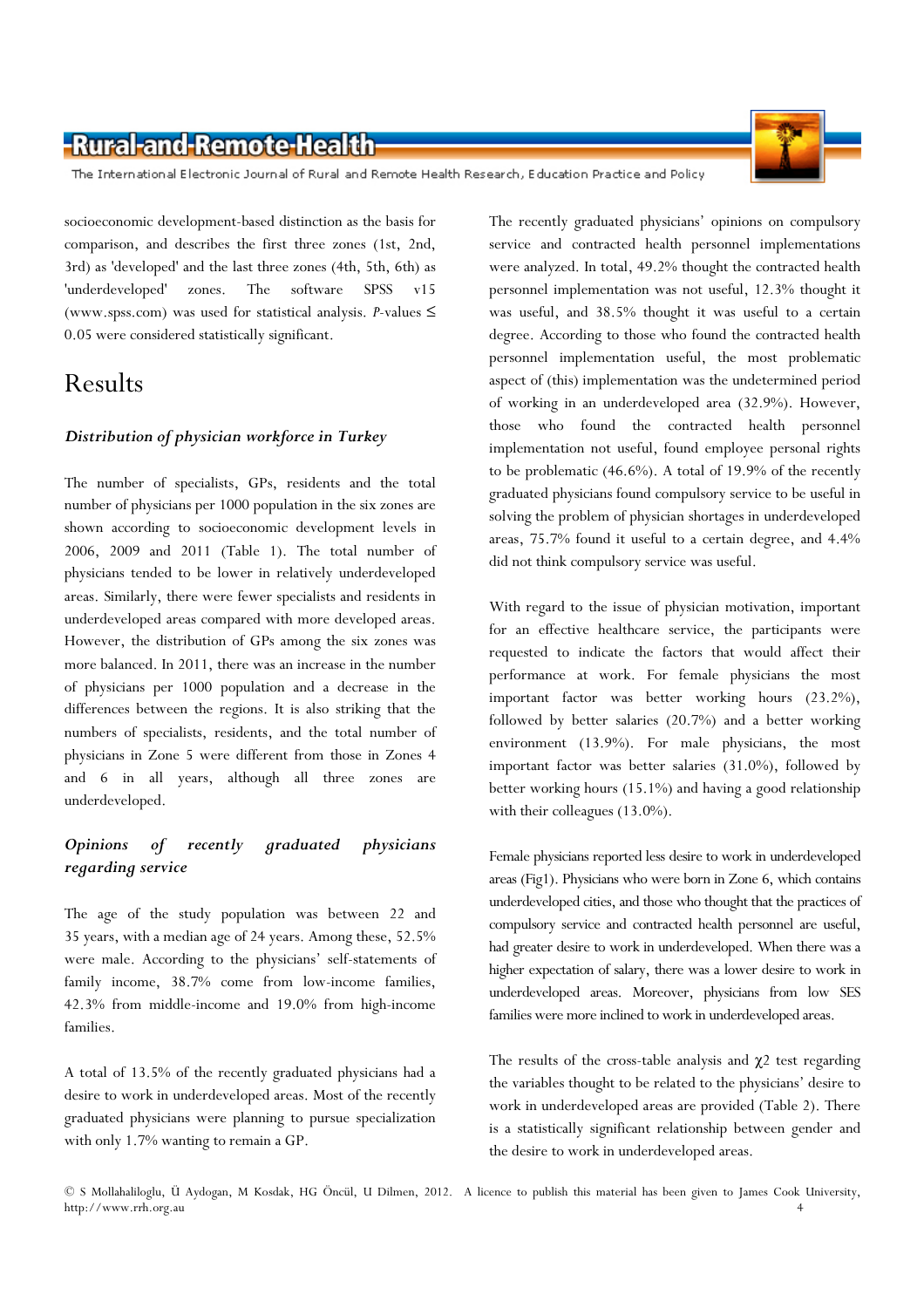socioeconomic development-based distinction as the basis for comparison, and describes the first three zones (1st, 2nd, 3rd) as 'developed' and the last three zones (4th, 5th, 6th) as 'underdeveloped' zones. The software SPSS v15 (www.spss.com) was used for statistical analysis. *P*-values ≤ 0.05 were considered statistically significant.

# Results

### *Distribution of physician workforce in Turkey*

The number of specialists, GPs, residents and the total number of physicians per 1000 population in the six zones are shown according to socioeconomic development levels in 2006, 2009 and 2011 (Table 1). The total number of physicians tended to be lower in relatively underdeveloped areas. Similarly, there were fewer specialists and residents in underdeveloped areas compared with more developed areas. However, the distribution of GPs among the six zones was more balanced. In 2011, there was an increase in the number of physicians per 1000 population and a decrease in the differences between the regions. It is also striking that the numbers of specialists, residents, and the total number of physicians in Zone 5 were different from those in Zones 4 and 6 in all years, although all three zones are underdeveloped.

### *Opinions of recently graduated physicians regarding service*

The age of the study population was between 22 and 35 years, with a median age of 24 years. Among these, 52.5% were male. According to the physicians' self-statements of family income, 38.7% come from low-income families, 42.3% from middle-income and 19.0% from high-income families.

A total of 13.5% of the recently graduated physicians had a desire to work in underdeveloped areas. Most of the recently graduated physicians were planning to pursue specialization with only 1.7% wanting to remain a GP.

The recently graduated physicians' opinions on compulsory service and contracted health personnel implementations were analyzed. In total, 49.2% thought the contracted health personnel implementation was not useful, 12.3% thought it was useful, and 38.5% thought it was useful to a certain degree. According to those who found the contracted health personnel implementation useful, the most problematic aspect of (this) implementation was the undetermined period of working in an underdeveloped area (32.9%). However, those who found the contracted health personnel implementation not useful, found employee personal rights to be problematic (46.6%). A total of 19.9% of the recently graduated physicians found compulsory service to be useful in solving the problem of physician shortages in underdeveloped areas, 75.7% found it useful to a certain degree, and 4.4% did not think compulsory service was useful.

With regard to the issue of physician motivation, important for an effective healthcare service, the participants were requested to indicate the factors that would affect their performance at work. For female physicians the most important factor was better working hours (23.2%), followed by better salaries (20.7%) and a better working environment (13.9%). For male physicians, the most important factor was better salaries (31.0%), followed by better working hours (15.1%) and having a good relationship with their colleagues (13.0%).

Female physicians reported less desire to work in underdeveloped areas (Fig1). Physicians who were born in Zone 6, which contains underdeveloped cities, and those who thought that the practices of compulsory service and contracted health personnel are useful, had greater desire to work in underdeveloped. When there was a higher expectation of salary, there was a lower desire to work in underdeveloped areas. Moreover, physicians from low SES families were more inclined to work in underdeveloped areas.

The results of the cross-table analysis and $\chi^2$ test regarding the variables thought to be related to the physicians' desire to work in underdeveloped areas are provided (Table 2). There is a statistically significant relationship between gender and the desire to work in underdeveloped areas.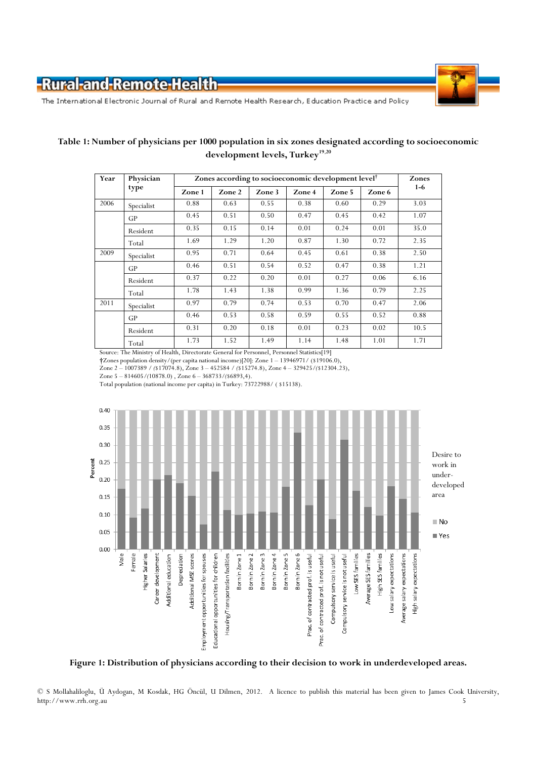**Table 1: Number of physicians per 1000 population in six zones designated according to socioeconomic development levels, Turkey[19,20]**

| Year | Physician type | Zones according to socioeconomic development level† | | | | | | Zones 1-6 |
|---|---|---|---|---|---|---|---|---|
| | | Zone 1 | Zone 2 | Zone 3 | Zone 4 | Zone 5 | Zone 6 | |
| 2006 | Specialist | 0.88 | 0.63 | 0.55 | 0.38 | 0.60 | 0.29 | 3.03 |
| | GP | 0.45 | 0.51 | 0.50 | 0.47 | 0.45 | 0.42 | 1.07 |
| | Resident | 0.35 | 0.15 | 0.14 | 0.01 | 0.24 | 0.01 | 35.0 |
| | Total | 1.69 | 1.29 | 1.20 | 0.87 | 1.30 | 0.72 | 2.35 |
| 2009 | Specialist | 0.95 | 0.71 | 0.64 | 0.45 | 0.61 | 0.38 | 2.50 |
| | GP | 0.46 | 0.51 | 0.54 | 0.52 | 0.47 | 0.38 | 1.21 |
| | Resident | 0.37 | 0.22 | 0.20 | 0.01 | 0.27 | 0.06 | 6.16 |
| | Total | 1.78 | 1.43 | 1.38 | 0.99 | 1.36 | 0.79 | 2.25 |
| 2011 | Specialist | 0.97 | 0.79 | 0.74 | 0.53 | 0.70 | 0.47 | 2.06 |
| | GP | 0.46 | 0.53 | 0.58 | 0.59 | 0.55 | 0.52 | 0.88 |
| | Resident | 0.31 | 0.20 | 0.18 | 0.01 | 0.23 | 0.02 | 10.5 |
| | Total | 1.73 | 1.52 | 1.49 | 1.14 | 1.48 | 1.01 | 1.71 |

Source: The Ministry of Health, Directorate General for Personnel, Personnel Statistics[19]
†Zones population density/(per capita national income)[20]: Zone 1 – 13946971/ ($19106.0), Zone 2 – 1007389 / ($17074.8), Zone 3 – 452584 / ($15274.8), Zone 4 – 329425/($12304.23), Zone 5 – 814605/(10878.0) , Zone 6 – 368733/($6893,4).
Total population (national income per capita) in Turkey: 73722988/ ( $15138).

**Figure 1: Distribution of physicians according to their decision to work in underdeveloped areas.**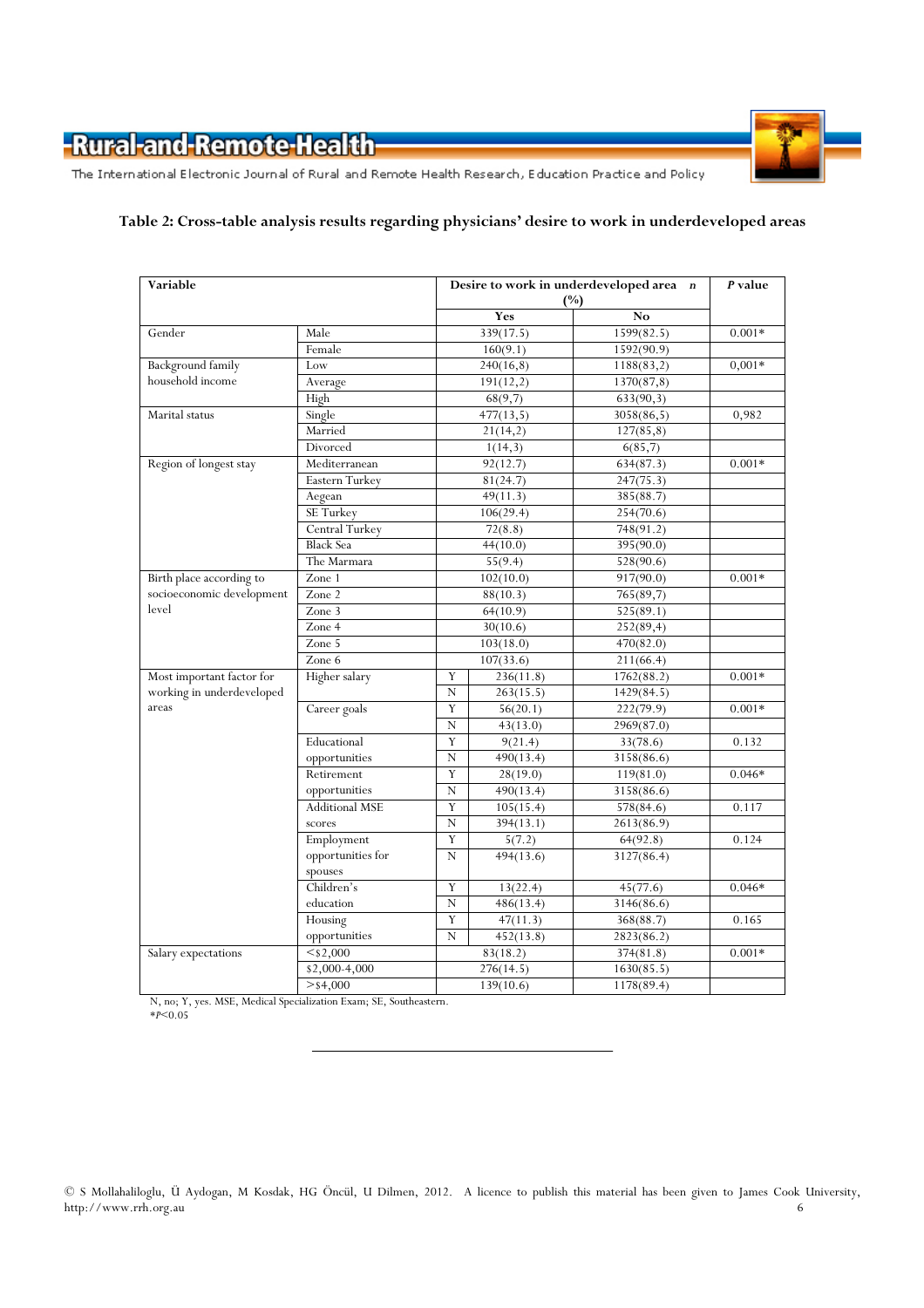**Table 2: Cross-table analysis results regarding physicians' desire to work in underdeveloped areas**

| Variable | | | Desire to work in underdeveloped area n (%) | | *P* value |
|---|---|---|---|---|---|
| | | | Yes | No | |
| Gender | Male | | 339(17.5) | 1599(82.5) | 0.001* |
| | Female | | 160(9.1) | 1592(90.9) | |
| Background family household income | Low | | 240(16,8) | 1188(83,2) | 0,001* |
| | Average | | 191(12,2) | 1370(87,8) | |
| | High | | 68(9,7) | 633(90,3) | |
| Marital status | Single | | 477(13,5) | 3058(86,5) | 0,982 |
| | Married | | 21(14,2) | 127(85,8) | |
| | Divorced | | 1(14,3) | 6(85,7) | |
| Region of longest stay | Mediterranean | | 92(12.7) | 634(87.3) | 0.001* |
| | Eastern Turkey | | 81(24.7) | 247(75.3) | |
| | Aegean | | 49(11.3) | 385(88.7) | |
| | SE Turkey | | 106(29.4) | 254(70.6) | |
| | Central Turkey | | 72(8.8) | 748(91.2) | |
| | Black Sea | | 44(10.0) | 395(90.0) | |
| | The Marmara | | 55(9.4) | 528(90.6) | |
| Birth place according to socioeconomic development level | Zone 1 | | 102(10.0) | 917(90.0) | 0.001* |
| | Zone 2 | | 88(10.3) | 765(89,7) | |
| | Zone 3 | | 64(10.9) | 525(89.1) | |
| | Zone 4 | | 30(10.6) | 252(89,4) | |
| | Zone 5 | | 103(18.0) | 470(82.0) | |
| | Zone 6 | | 107(33.6) | 211(66.4) | |
| Most important factor for working in underdeveloped areas | Higher salary | Y | 236(11.8) | 1762(88.2) | 0.001* |
| | | N | 263(15.5) | 1429(84.5) | |
| | Career goals | Y | 56(20.1) | 222(79.9) | 0.001* |
| | | N | 43(13.0) | 2969(87.0) | |
| | Educational opportunities | Y | 9(21.4) | 33(78.6) | 0.132 |
| | | N | 490(13.4) | 3158(86.6) | |
| | Retirement opportunities | Y | 28(19.0) | 119(81.0) | 0.046* |
| | | N | 490(13.4) | 3158(86.6) | |
| | Additional MSE scores | Y | 105(15.4) | 578(84.6) | 0.117 |
| | | N | 394(13.1) | 2613(86.9) | |
| | Employment opportunities for spouses | Y | 5(7.2) | 64(92.8) | 0.124 |
| | | N | 494(13.6) | 3127(86.4) | |
| | Children's education | Y | 13(22.4) | 45(77.6) | 0.046* |
| | | N | 486(13.4) | 3146(86.6) | |
| | Housing opportunities | Y | 47(11.3) | 368(88.7) | 0.165 |
| | | N | 452(13.8) | 2823(86.2) | |
| Salary expectations | <$2,000 | | 83(18.2) | 374(81.8) | 0.001* |
| | $2,000-4,000 | | 276(14.5) | 1630(85.5) | |
| | >$4,000 | | 139(10.6) | 1178(89.4) | |

N, no; Y, yes. MSE, Medical Specialization Exam; SE, Southeastern.
*$P<0.05$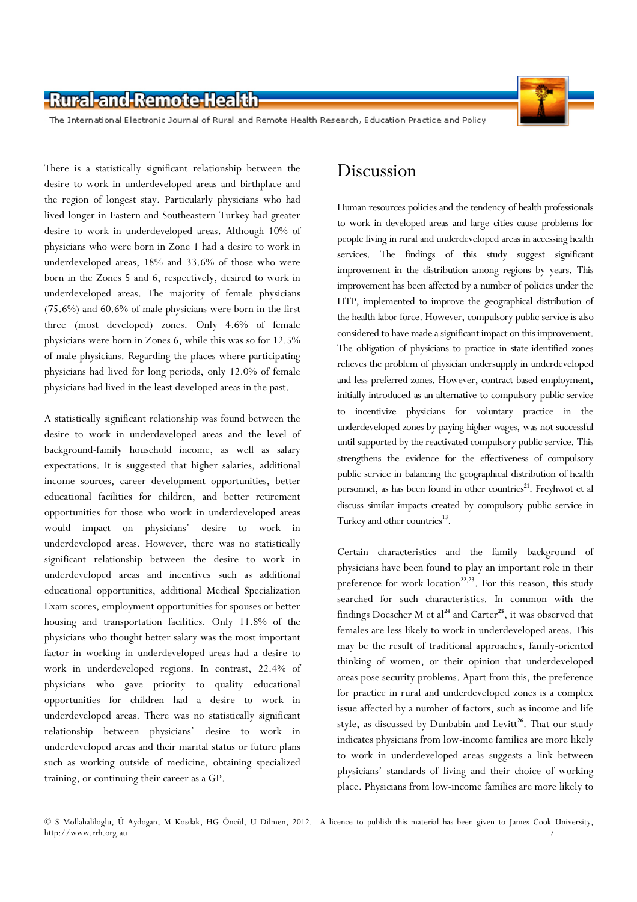There is a statistically significant relationship between the desire to work in underdeveloped areas and birthplace and the region of longest stay. Particularly physicians who had lived longer in Eastern and Southeastern Turkey had greater desire to work in underdeveloped areas. Although 10% of physicians who were born in Zone 1 had a desire to work in underdeveloped areas, 18% and 33.6% of those who were born in the Zones 5 and 6, respectively, desired to work in underdeveloped areas. The majority of female physicians (75.6%) and 60.6% of male physicians were born in the first three (most developed) zones. Only 4.6% of female physicians were born in Zones 6, while this was so for 12.5% of male physicians. Regarding the places where participating physicians had lived for long periods, only 12.0% of female physicians had lived in the least developed areas in the past.

A statistically significant relationship was found between the desire to work in underdeveloped areas and the level of background-family household income, as well as salary expectations. It is suggested that higher salaries, additional income sources, career development opportunities, better educational facilities for children, and better retirement opportunities for those who work in underdeveloped areas would impact on physicians' desire to work in underdeveloped areas. However, there was no statistically significant relationship between the desire to work in underdeveloped areas and incentives such as additional educational opportunities, additional Medical Specialization Exam scores, employment opportunities for spouses or better housing and transportation facilities. Only 11.8% of the physicians who thought better salary was the most important factor in working in underdeveloped areas had a desire to work in underdeveloped regions. In contrast, 22.4% of physicians who gave priority to quality educational opportunities for children had a desire to work in underdeveloped areas. There was no statistically significant relationship between physicians' desire to work in underdeveloped areas and their marital status or future plans such as working outside of medicine, obtaining specialized training, or continuing their career as a GP.

## Discussion

Human resources policies and the tendency of health professionals to work in developed areas and large cities cause problems for people living in rural and underdeveloped areas in accessing health services. The findings of this study suggest significant improvement in the distribution among regions by years. This improvement has been affected by a number of policies under the HTP, implemented to improve the geographical distribution of the health labor force. However, compulsory public service is also considered to have made a significant impact on this improvement. The obligation of physicians to practice in state-identified zones relieves the problem of physician undersupply in underdeveloped and less preferred zones. However, contract-based employment, initially introduced as an alternative to compulsory public service to incentivize physicians for voluntary practice in the underdeveloped zones by paying higher wages, was not successful until supported by the reactivated compulsory public service. This strengthens the evidence for the effectiveness of compulsory public service in balancing the geographical distribution of health personnel, as has been found in other countries[21]. Freyhwot et al discuss similar impacts created by compulsory public service in Turkey and other countries[13].

Certain characteristics and the family background of physicians have been found to play an important role in their preference for work location[22,23]. For this reason, this study searched for such characteristics. In common with the findings Doescher M et al[24] and Carter[25], it was observed that females are less likely to work in underdeveloped areas. This may be the result of traditional approaches, family-oriented thinking of women, or their opinion that underdeveloped areas pose security problems. Apart from this, the preference for practice in rural and underdeveloped zones is a complex issue affected by a number of factors, such as income and life style, as discussed by Dunbabin and Levitt[26]. That our study indicates physicians from low-income families are more likely to work in underdeveloped areas suggests a link between physicians' standards of living and their choice of working place. Physicians from low-income families are more likely to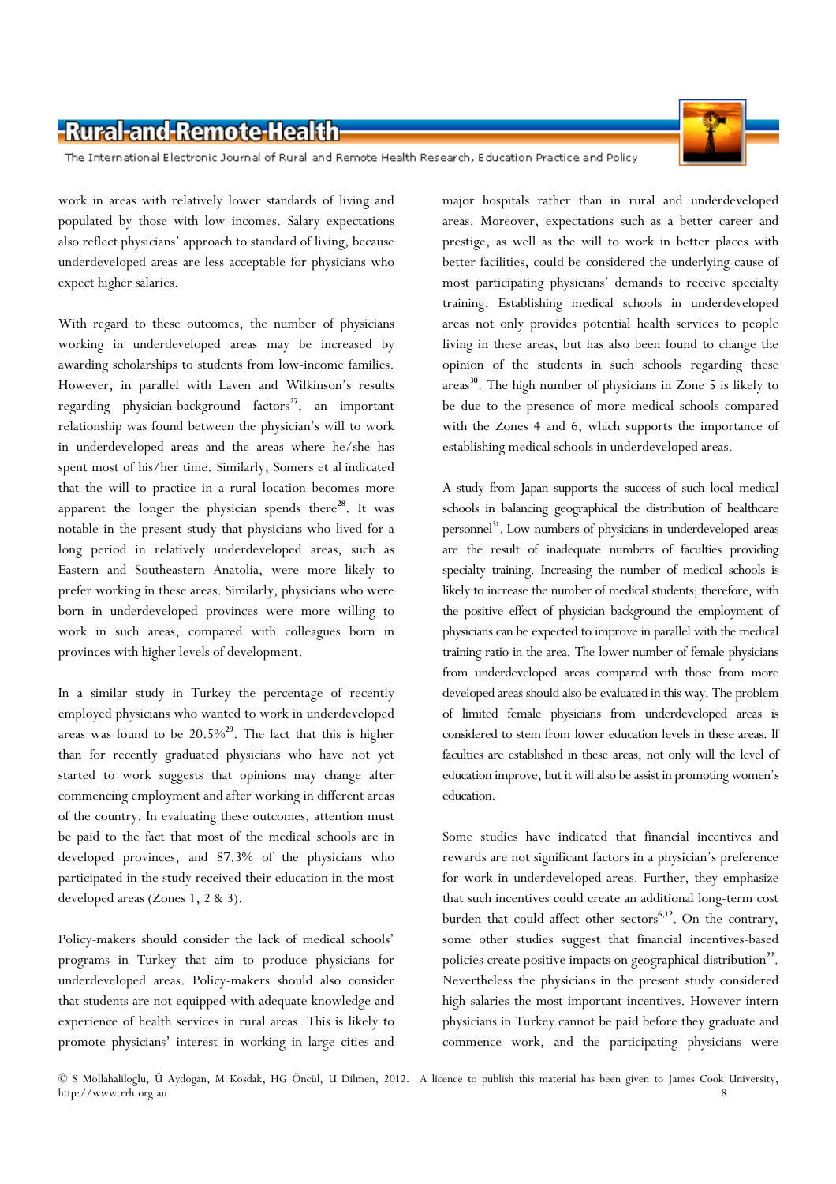work in areas with relatively lower standards of living and populated by those with low incomes. Salary expectations also reflect physicians' approach to standard of living, because underdeveloped areas are less acceptable for physicians who expect higher salaries.

With regard to these outcomes, the number of physicians working in underdeveloped areas may be increased by awarding scholarships to students from low-income families. However, in parallel with Laven and Wilkinson's results regarding physician-background factors[27], an important relationship was found between the physician's will to work in underdeveloped areas and the areas where he/she has spent most of his/her time. Similarly, Somers et al indicated that the will to practice in a rural location becomes more apparent the longer the physician spends there[28]. It was notable in the present study that physicians who lived for a long period in relatively underdeveloped areas, such as Eastern and Southeastern Anatolia, were more likely to prefer working in these areas. Similarly, physicians who were born in underdeveloped provinces were more willing to work in such areas, compared with colleagues born in provinces with higher levels of development.

In a similar study in Turkey the percentage of recently employed physicians who wanted to work in underdeveloped areas was found to be 20.5%[29]. The fact that this is higher than for recently graduated physicians who have not yet started to work suggests that opinions may change after commencing employment and after working in different areas of the country. In evaluating these outcomes, attention must be paid to the fact that most of the medical schools are in developed provinces, and 87.3% of the physicians who participated in the study received their education in the most developed areas (Zones 1, 2 & 3).

Policy-makers should consider the lack of medical schools' programs in Turkey that aim to produce physicians for underdeveloped areas. Policy-makers should also consider that students are not equipped with adequate knowledge and experience of health services in rural areas. This is likely to promote physicians' interest in working in large cities and major hospitals rather than in rural and underdeveloped areas. Moreover, expectations such as a better career and prestige, as well as the will to work in better places with better facilities, could be considered the underlying cause of most participating physicians' demands to receive specialty training. Establishing medical schools in underdeveloped areas not only provides potential health services to people living in these areas, but has also been found to change the opinion of the students in such schools regarding these areas[30]. The high number of physicians in Zone 5 is likely to be due to the presence of more medical schools compared with the Zones 4 and 6, which supports the importance of establishing medical schools in underdeveloped areas.

A study from Japan supports the success of such local medical schools in balancing geographical the distribution of healthcare personnel[31]. Low numbers of physicians in underdeveloped areas are the result of inadequate numbers of faculties providing specialty training. Increasing the number of medical schools is likely to increase the number of medical students; therefore, with the positive effect of physician background the employment of physicians can be expected to improve in parallel with the medical training ratio in the area. The lower number of female physicians from underdeveloped areas compared with those from more developed areas should also be evaluated in this way. The problem of limited female physicians from underdeveloped areas is considered to stem from lower education levels in these areas. If faculties are established in these areas, not only will the level of education improve, but it will also be assist in promoting women's education.

Some studies have indicated that financial incentives and rewards are not significant factors in a physician's preference for work in underdeveloped areas. Further, they emphasize that such incentives could create an additional long-term cost burden that could affect other sectors[6,12]. On the contrary, some other studies suggest that financial incentives-based policies create positive impacts on geographical distribution[22]. Nevertheless the physicians in the present study considered high salaries the most important incentives. However intern physicians in Turkey cannot be paid before they graduate and commence work, and the participating physicians were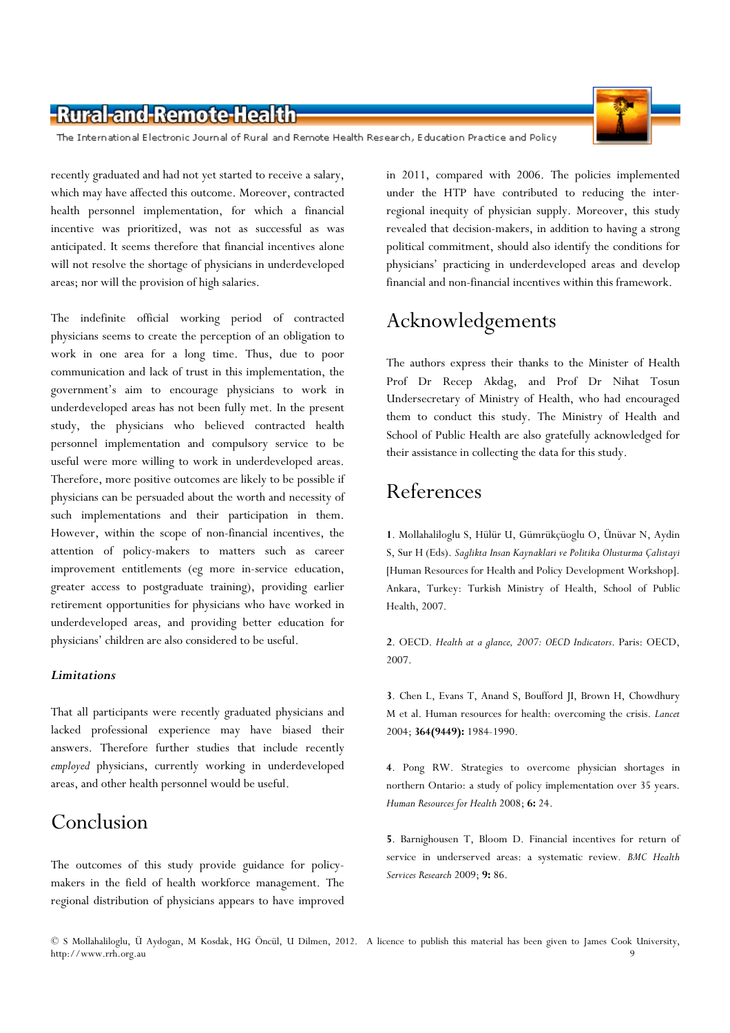recently graduated and had not yet started to receive a salary, which may have affected this outcome. Moreover, contracted health personnel implementation, for which a financial incentive was prioritized, was not as successful as was anticipated. It seems therefore that financial incentives alone will not resolve the shortage of physicians in underdeveloped areas; nor will the provision of high salaries.

The indefinite official working period of contracted physicians seems to create the perception of an obligation to work in one area for a long time. Thus, due to poor communication and lack of trust in this implementation, the government's aim to encourage physicians to work in underdeveloped areas has not been fully met. In the present study, the physicians who believed contracted health personnel implementation and compulsory service to be useful were more willing to work in underdeveloped areas. Therefore, more positive outcomes are likely to be possible if physicians can be persuaded about the worth and necessity of such implementations and their participation in them. However, within the scope of non-financial incentives, the attention of policy-makers to matters such as career improvement entitlements (eg more in-service education, greater access to postgraduate training), providing earlier retirement opportunities for physicians who have worked in underdeveloped areas, and providing better education for physicians' children are also considered to be useful.

### *Limitations*

That all participants were recently graduated physicians and lacked professional experience may have biased their answers. Therefore further studies that include recently *employed* physicians, currently working in underdeveloped areas, and other health personnel would be useful.

## Conclusion

The outcomes of this study provide guidance for policy-makers in the field of health workforce management. The regional distribution of physicians appears to have improved in 2011, compared with 2006. The policies implemented under the HTP have contributed to reducing the inter-regional inequity of physician supply. Moreover, this study revealed that decision-makers, in addition to having a strong political commitment, should also identify the conditions for physicians' practicing in underdeveloped areas and develop financial and non-financial incentives within this framework.

## Acknowledgements

The authors express their thanks to the Minister of Health Prof Dr Recep Akdag, and Prof Dr Nihat Tosun Undersecretary of Ministry of Health, who had encouraged them to conduct this study. The Ministry of Health and School of Public Health are also gratefully acknowledged for their assistance in collecting the data for this study.

## References

**1**. Mollahaliloglu S, Hülür U, Gümrükçüoglu O, Ünüvar N, Aydin S, Sur H (Eds). *Saglikta Insan Kaynaklari ve Politika Olusturma Çalistayi* [Human Resources for Health and Policy Development Workshop]. Ankara, Turkey: Turkish Ministry of Health, School of Public Health, 2007.

**2**. OECD. *Health at a glance, 2007: OECD Indicators*. Paris: OECD, 2007.

**3**. Chen L, Evans T, Anand S, Boufford JI, Brown H, Chowdhury M et al. Human resources for health: overcoming the crisis. *Lancet* 2004; **364(9449):** 1984-1990.

**4**. Pong RW. Strategies to overcome physician shortages in northern Ontario: a study of policy implementation over 35 years. *Human Resources for Health* 2008; **6:** 24.

**5**. Barnighousen T, Bloom D. Financial incentives for return of service in underserved areas: a systematic review. *BMC Health Services Research* 2009; **9:** 86.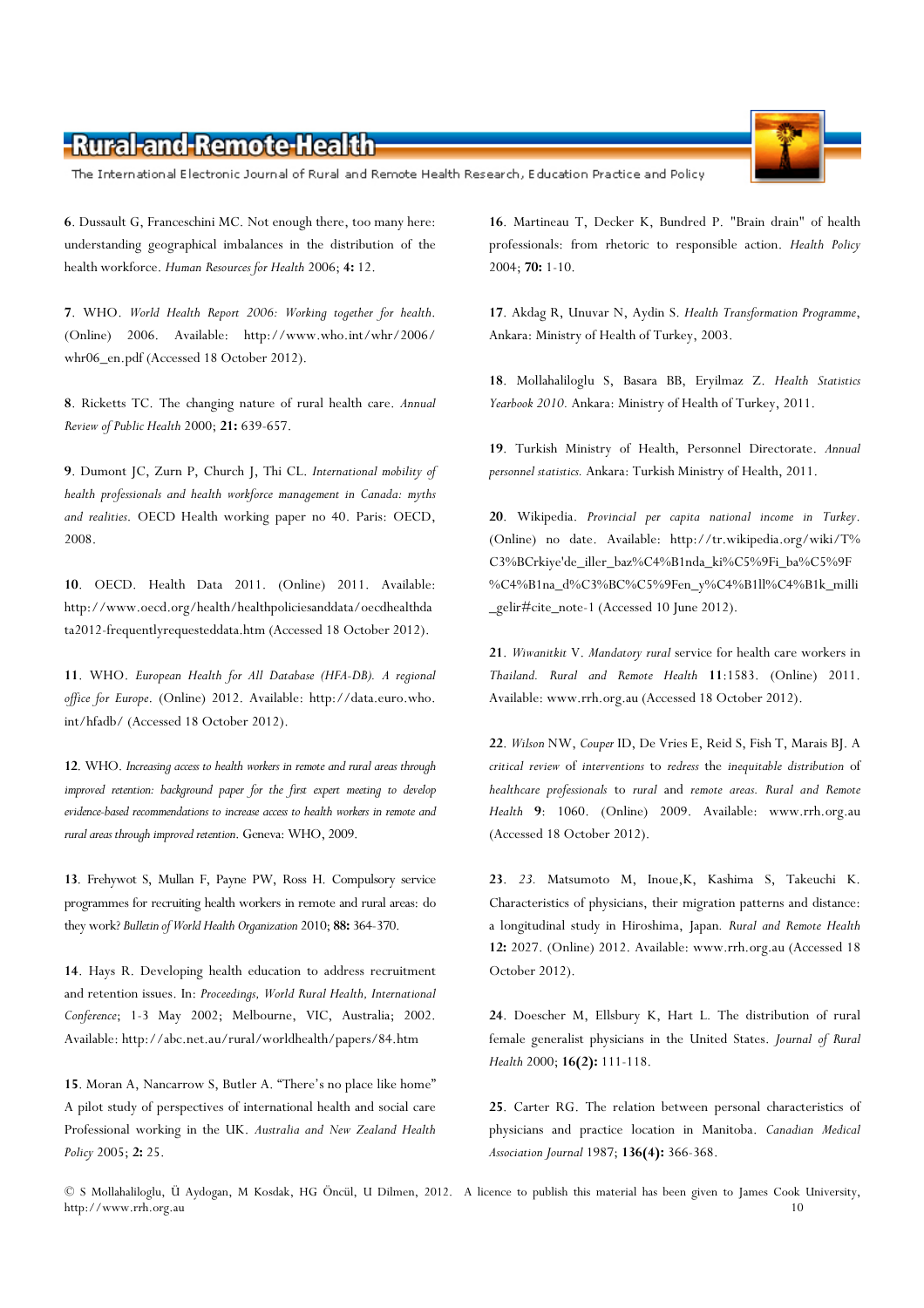**6**. Dussault G, Franceschini MC. Not enough there, too many here: understanding geographical imbalances in the distribution of the health workforce. *Human Resources for Health* 2006; **4:** 12.

**7**. WHO. *World Health Report 2006: Working together for health*. (Online) 2006. Available: http://www.who.int/whr/2006/whr06_en.pdf (Accessed 18 October 2012).

**8**. Ricketts TC. The changing nature of rural health care. *Annual Review of Public Health* 2000; **21:** 639-657.

**9**. Dumont JC, Zurn P, Church J, Thi CL. *International mobility of health professionals and health workforce management in Canada: myths and realities*. OECD Health working paper no 40. Paris: OECD, 2008.

**10**. OECD. Health Data 2011. (Online) 2011. Available: http://www.oecd.org/health/healthpoliciesanddata/oecdhealthdata2012-frequentlyrequesteddata.htm (Accessed 18 October 2012).

**11**. WHO. *European Health for All Database (HFA-DB). A regional office for Europe*. (Online) 2012. Available: http://data.euro.who.int/hfadb/ (Accessed 18 October 2012).

**12**. WHO. *Increasing access to health workers in remote and rural areas through improved retention: background paper for the first expert meeting to develop evidence-based recommendations to increase access to health workers in remote and rural areas through improved retention*. Geneva: WHO, 2009.

**13**. Frehywot S, Mullan F, Payne PW, Ross H. Compulsory service programmes for recruiting health workers in remote and rural areas: do they work? *Bulletin of World Health Organization* 2010; **88:** 364-370.

**14**. Hays R. Developing health education to address recruitment and retention issues. In: *Proceedings, World Rural Health, International Conference*; 1-3 May 2002; Melbourne, VIC, Australia; 2002. Available: http://abc.net.au/rural/worldhealth/papers/84.htm

**15**. Moran A, Nancarrow S, Butler A. "There's no place like home" A pilot study of perspectives of international health and social care Professional working in the UK. *Australia and New Zealand Health Policy* 2005; **2:** 25.

**16**. Martineau T, Decker K, Bundred P. "Brain drain" of health professionals: from rhetoric to responsible action. *Health Policy* 2004; **70:** 1-10.

**17**. Akdag R, Unuvar N, Aydin S. *Health Transformation Programme*, Ankara: Ministry of Health of Turkey, 2003.

**18**. Mollahaliloglu S, Basara BB, Eryilmaz Z. *Health Statistics Yearbook 2010.* Ankara: Ministry of Health of Turkey, 2011.

**19**. Turkish Ministry of Health, Personnel Directorate. *Annual personnel statistics.* Ankara: Turkish Ministry of Health, 2011.

**20**. Wikipedia. *Provincial per capita national income in Turkey*. (Online) no date. Available: http://tr.wikipedia.org/wiki/T%C3%BCrkiye'de_iller_baz%C4%B1nda_ki%C5%9Fi_ba%C5%9F%C4%B1na_d%C3%BC%C5%9Fen_y%C4%B1ll%C4%B1k_milli_gelir#cite_note-1 (Accessed 10 June 2012).

**21**. *Wiwanitkit* V. *Mandatory rural* service for health care workers in *Thailand. Rural and Remote Health* **11**:1583. (Online) 2011. Available: www.rrh.org.au (Accessed 18 October 2012).

**22**. *Wilson* NW, *Couper* ID, De Vries E, Reid S, Fish T, Marais BJ. A *critical review* of *interventions* to *redress* the *inequitable distribution* of *healthcare professionals* to *rural* and *remote areas. Rural and Remote Health* **9**: 1060. (Online) 2009. Available: www.rrh.org.au (Accessed 18 October 2012).

**23**. *23.* Matsumoto M, Inoue,K, Kashima S, Takeuchi K. Characteristics of physicians, their migration patterns and distance: a longitudinal study in Hiroshima, Japan. *Rural and Remote Health* **12:** 2027. (Online) 2012. Available: www.rrh.org.au (Accessed 18 October 2012).

**24**. Doescher M, Ellsbury K, Hart L. The distribution of rural female generalist physicians in the United States. *Journal of Rural Health* 2000; **16(2):** 111-118.

**25**. Carter RG. The relation between personal characteristics of physicians and practice location in Manitoba. *Canadian Medical Association Journal* 1987; **136(4):** 366-368.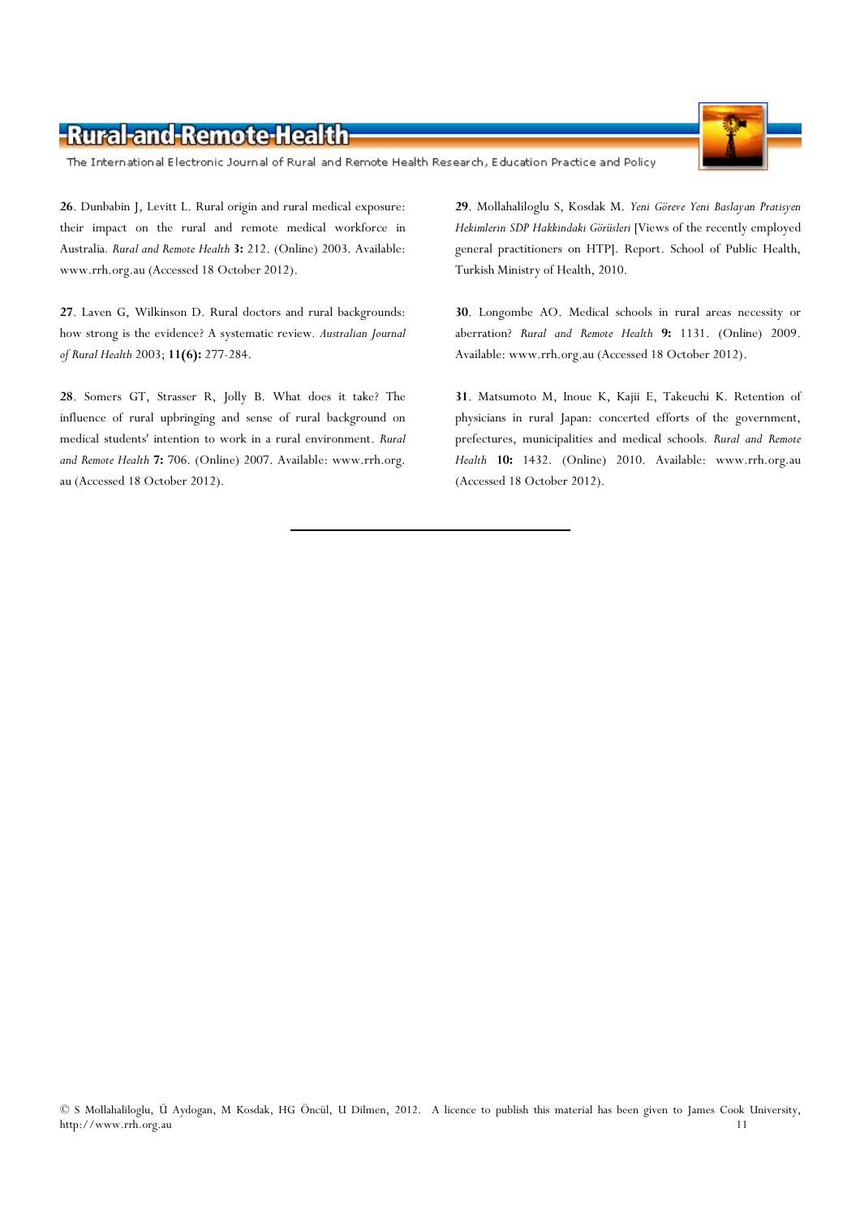**26**. Dunbabin J, Levitt L. Rural origin and rural medical exposure: their impact on the rural and remote medical workforce in Australia. *Rural and Remote Health* **3:** 212. (Online) 2003. Available: www.rrh.org.au (Accessed 18 October 2012).

**27**. Laven G, Wilkinson D. Rural doctors and rural backgrounds: how strong is the evidence? A systematic review. *Australian Journal of Rural Health* 2003; **11(6):** 277-284.

**28**. Somers GT, Strasser R, Jolly B. What does it take? The influence of rural upbringing and sense of rural background on medical students' intention to work in a rural environment. *Rural and Remote Health* **7:** 706. (Online) 2007. Available: www.rrh.org.au (Accessed 18 October 2012).

**29**. Mollahaliloglu S, Kosdak M. *Yeni Göreve Yeni Baslayan Pratisyen Hekimlerin SDP Hakkindaki Görüsleri* [Views of the recently employed general practitioners on HTP]. Report. School of Public Health, Turkish Ministry of Health, 2010.

**30**. Longombe AO. Medical schools in rural areas necessity or aberration? *Rural and Remote Health* **9:** 1131. (Online) 2009. Available: www.rrh.org.au (Accessed 18 October 2012).

**31**. Matsumoto M, Inoue K, Kajii E, Takeuchi K. Retention of physicians in rural Japan: concerted efforts of the government, prefectures, municipalities and medical schools. *Rural and Remote Health* **10:** 1432. (Online) 2010. Available: www.rrh.org.au (Accessed 18 October 2012).

© S Mollahaliloglu, Ü Aydogan, M Kosdak, HG Öncül, U Dilmen, 2012. A licence to publish this material has been given to James Cook University, http://www.rrh.org.au